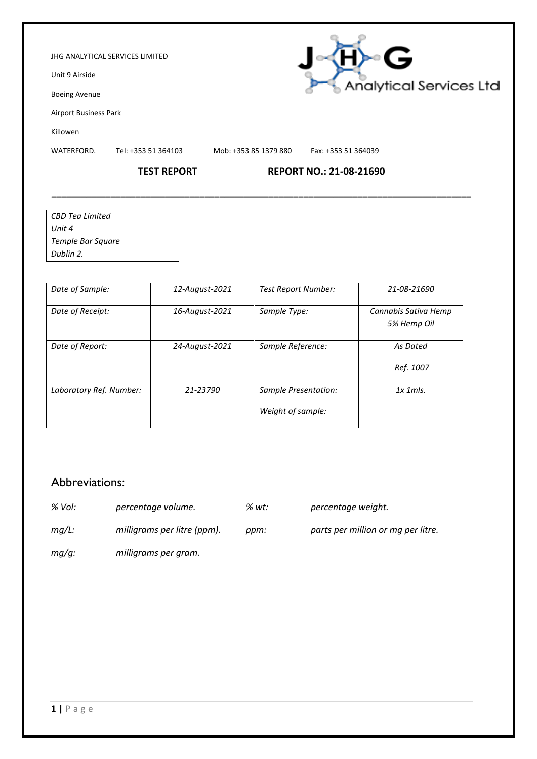JHG ANALYTICAL SERVICES LIMITED

Unit 9 Airside

Boeing Avenue

Airport Business Park

Killowen

WATERFORD. Tel: +353 51 364103 Mob: +353 85 1379 880 Fax: +353 51 364039

**TEST REPORT** **REPORT NO.: 21-08-21690**

*CBD Tea Limited*
*Unit 4*
*Temple Bar Square*
*Dublin 2.*

| | | | |
|---|---|---|---|
| *Date of Sample:* | *12-August-2021* | *Test Report Number:* | *21-08-21690* |
| *Date of Receipt:* | *16-August-2021* | *Sample Type:* | *Cannabis Sativa Hemp 5% Hemp Oil* |
| *Date of Report:* | *24-August-2021* | *Sample Reference:* | *As Dated* <br> *Ref. 1007* |
| *Laboratory Ref. Number:* | *21-23790* | *Sample Presentation:* <br> *Weight of sample:* | *1x 1mls.* |

## Abbreviations:

| | | | |
|---|---|---|---|
| *% Vol:* | *percentage volume.* | *% wt:* | *percentage weight.* |
| *mg/L:* | *milligrams per litre (ppm).* | *ppm:* | *parts per million or mg per litre.* |
| *mg/g:* | *milligrams per gram.* | | |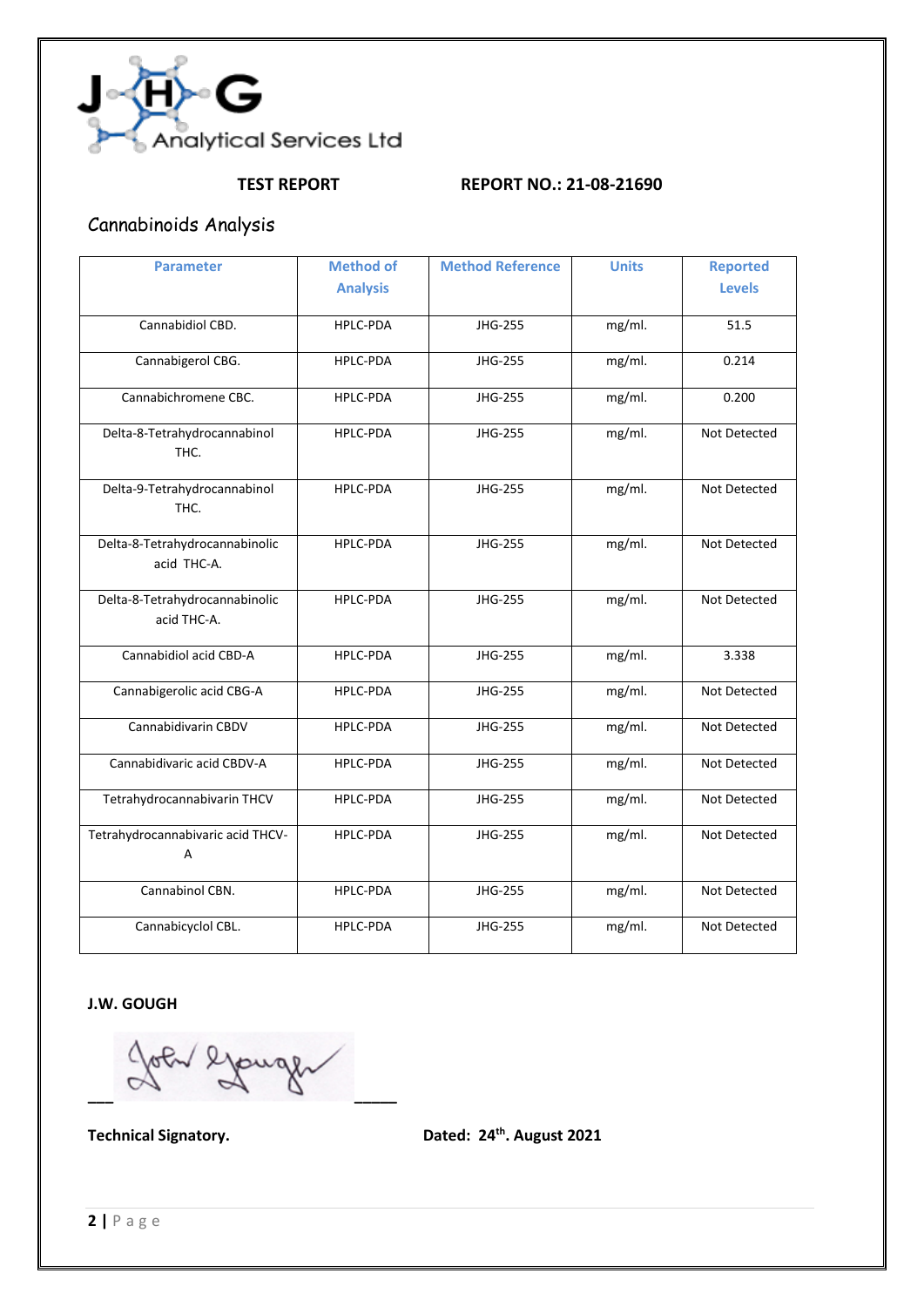JHG Analytical Services Ltd

**TEST REPORT** **REPORT NO.: 21-08-21690**

## Cannabinoids Analysis

| Parameter | Method of Analysis | Method Reference | Units | Reported Levels |
|---|---|---|---|---|
| Cannabidiol CBD. | HPLC-PDA | JHG-255 | mg/ml. | 51.5 |
| Cannabigerol CBG. | HPLC-PDA | JHG-255 | mg/ml. | 0.214 |
| Cannabichromene CBC. | HPLC-PDA | JHG-255 | mg/ml. | 0.200 |
| Delta-8-Tetrahydrocannabinol THC. | HPLC-PDA | JHG-255 | mg/ml. | Not Detected |
| Delta-9-Tetrahydrocannabinol THC. | HPLC-PDA | JHG-255 | mg/ml. | Not Detected |
| Delta-8-Tetrahydrocannabinolic acid THC-A. | HPLC-PDA | JHG-255 | mg/ml. | Not Detected |
| Delta-8-Tetrahydrocannabinolic acid THC-A. | HPLC-PDA | JHG-255 | mg/ml. | Not Detected |
| Cannabidiol acid CBD-A | HPLC-PDA | JHG-255 | mg/ml. | 3.338 |
| Cannabigerolic acid CBG-A | HPLC-PDA | JHG-255 | mg/ml. | Not Detected |
| Cannabidivarin CBDV | HPLC-PDA | JHG-255 | mg/ml. | Not Detected |
| Cannabidivaric acid CBDV-A | HPLC-PDA | JHG-255 | mg/ml. | Not Detected |
| Tetrahydrocannabivarin THCV | HPLC-PDA | JHG-255 | mg/ml. | Not Detected |
| Tetrahydrocannabivaric acid THCV-A | HPLC-PDA | JHG-255 | mg/ml. | Not Detected |
| Cannabinol CBN. | HPLC-PDA | JHG-255 | mg/ml. | Not Detected |
| Cannabicyclol CBL. | HPLC-PDA | JHG-255 | mg/ml. | Not Detected |

**J.W. GOUGH**

John Gough

**Technical Signatory.** **Dated: 24th. August 2021**